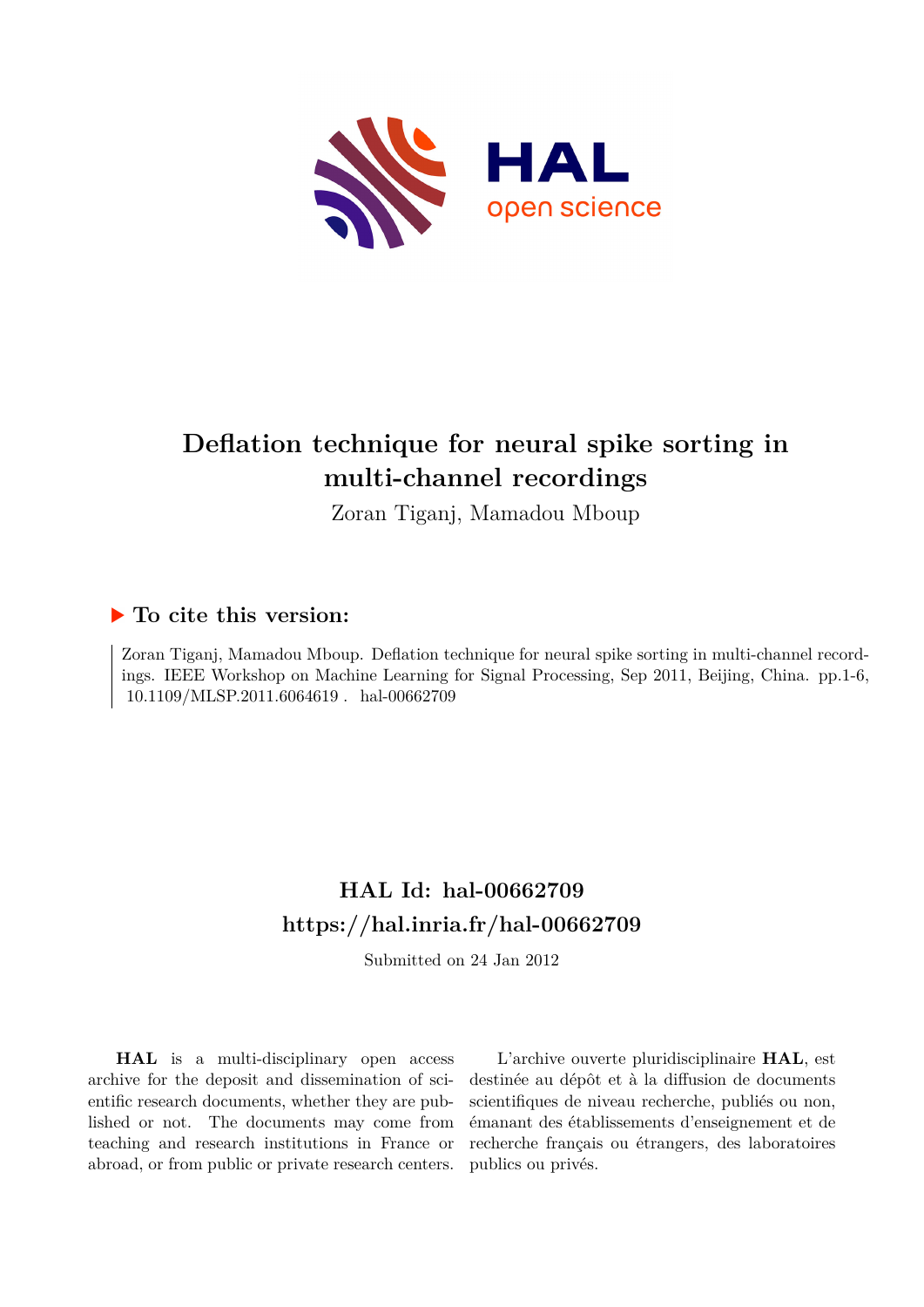# Deflation technique for neural spike sorting in multi-channel recordings

Zoran Tiganj, Mamadou Mboup

## ▶ To cite this version:

Zoran Tiganj, Mamadou Mboup. Deflation technique for neural spike sorting in multi-channel recordings. IEEE Workshop on Machine Learning for Signal Processing, Sep 2011, Beijing, China. pp.1-6, 10.1109/MLSP.2011.6064619 . hal-00662709

## HAL Id: hal-00662709
## https://hal.inria.fr/hal-00662709

Submitted on 24 Jan 2012

**HAL** is a multi-disciplinary open access archive for the deposit and dissemination of scientific research documents, whether they are published or not. The documents may come from teaching and research institutions in France or abroad, or from public or private research centers.

L'archive ouverte pluridisciplinaire **HAL**, est destinée au dépôt et à la diffusion de documents scientifiques de niveau recherche, publiés ou non, émanant des établissements d'enseignement et de recherche français ou étrangers, des laboratoires publics ou privés.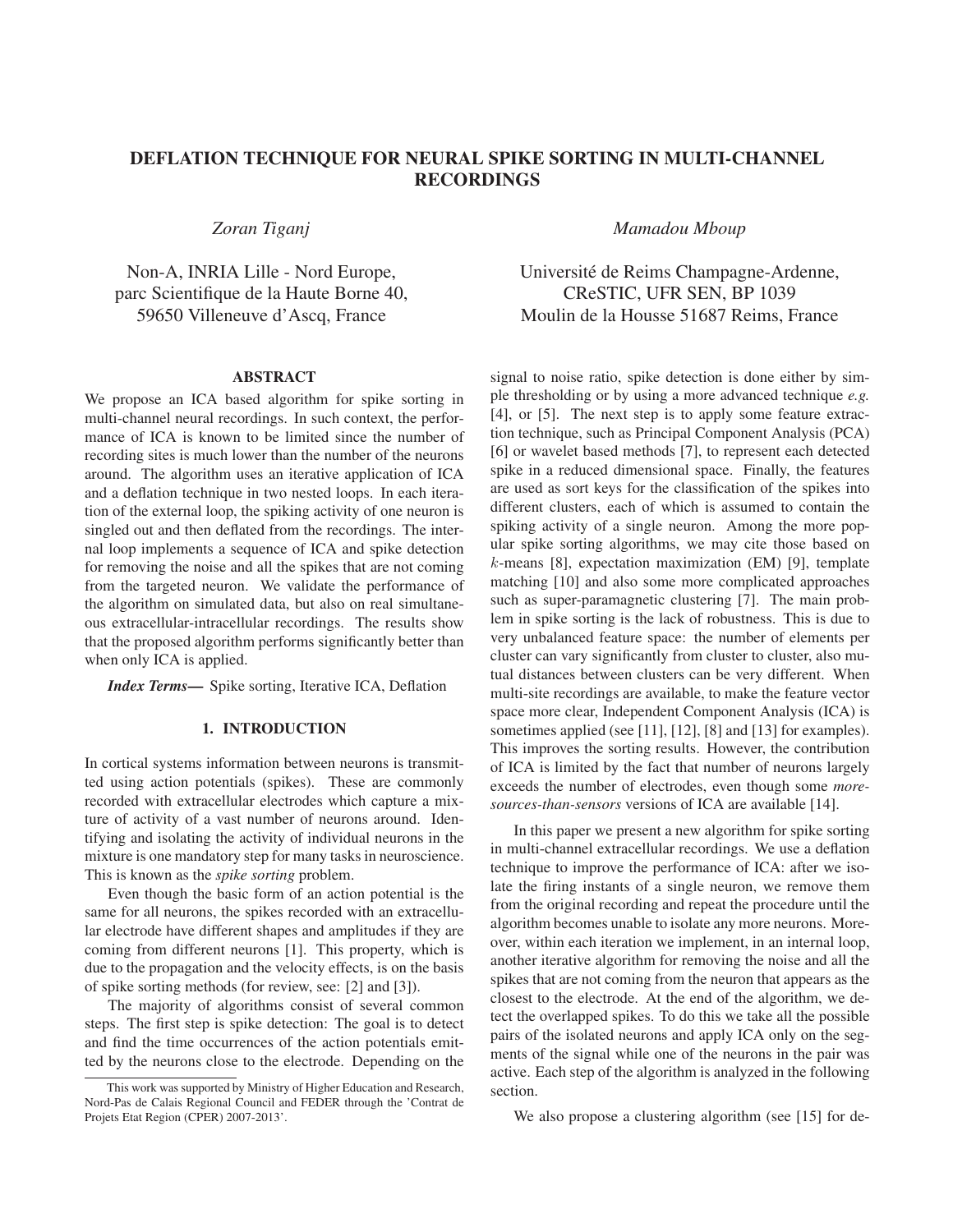# DEFLATION TECHNIQUE FOR NEURAL SPIKE SORTING IN MULTI-CHANNEL RECORDINGS

*Zoran Tiganj*

Non-A, INRIA Lille - Nord Europe,
parc Scientifique de la Haute Borne 40,
59650 Villeneuve d'Ascq, France

*Mamadou Mboup*

Université de Reims Champagne-Ardenne,
CReSTIC, UFR SEN, BP 1039
Moulin de la Housse 51687 Reims, France

## ABSTRACT

We propose an ICA based algorithm for spike sorting in multi-channel neural recordings. In such context, the performance of ICA is known to be limited since the number of recording sites is much lower than the number of the neurons around. The algorithm uses an iterative application of ICA and a deflation technique in two nested loops. In each iteration of the external loop, the spiking activity of one neuron is singled out and then deflated from the recordings. The internal loop implements a sequence of ICA and spike detection for removing the noise and all the spikes that are not coming from the targeted neuron. We validate the performance of the algorithm on simulated data, but also on real simultaneous extracellular-intracellular recordings. The results show that the proposed algorithm performs significantly better than when only ICA is applied.

***Index Terms***— Spike sorting, Iterative ICA, Deflation

## 1. INTRODUCTION

In cortical systems information between neurons is transmitted using action potentials (spikes). These are commonly recorded with extracellular electrodes which capture a mixture of activity of a vast number of neurons around. Identifying and isolating the activity of individual neurons in the mixture is one mandatory step for many tasks in neuroscience. This is known as the *spike sorting* problem.

Even though the basic form of an action potential is the same for all neurons, the spikes recorded with an extracellular electrode have different shapes and amplitudes if they are coming from different neurons [1]. This property, which is due to the propagation and the velocity effects, is on the basis of spike sorting methods (for review, see: [2] and [3]).

The majority of algorithms consist of several common steps. The first step is spike detection: The goal is to detect and find the time occurrences of the action potentials emitted by the neurons close to the electrode. Depending on the signal to noise ratio, spike detection is done either by simple thresholding or by using a more advanced technique *e.g.* [4], or [5]. The next step is to apply some feature extraction technique, such as Principal Component Analysis (PCA) [6] or wavelet based methods [7], to represent each detected spike in a reduced dimensional space. Finally, the features are used as sort keys for the classification of the spikes into different clusters, each of which is assumed to contain the spiking activity of a single neuron. Among the more popular spike sorting algorithms, we may cite those based on $k$-means [8], expectation maximization (EM) [9], template matching [10] and also some more complicated approaches such as super-paramagnetic clustering [7]. The main problem in spike sorting is the lack of robustness. This is due to very unbalanced feature space: the number of elements per cluster can vary significantly from cluster to cluster, also mutual distances between clusters can be very different. When multi-site recordings are available, to make the feature vector space more clear, Independent Component Analysis (ICA) is sometimes applied (see [11], [12], [8] and [13] for examples). This improves the sorting results. However, the contribution of ICA is limited by the fact that number of neurons largely exceeds the number of electrodes, even though some *more-sources-than-sensors* versions of ICA are available [14].

In this paper we present a new algorithm for spike sorting in multi-channel extracellular recordings. We use a deflation technique to improve the performance of ICA: after we isolate the firing instants of a single neuron, we remove them from the original recording and repeat the procedure until the algorithm becomes unable to isolate any more neurons. Moreover, within each iteration we implement, in an internal loop, another iterative algorithm for removing the noise and all the spikes that are not coming from the neuron that appears as the closest to the electrode. At the end of the algorithm, we detect the overlapped spikes. To do this we take all the possible pairs of the isolated neurons and apply ICA only on the segments of the signal while one of the neurons in the pair was active. Each step of the algorithm is analyzed in the following section.

We also propose a clustering algorithm (see [15] for de-

This work was supported by Ministry of Higher Education and Research, Nord-Pas de Calais Regional Council and FEDER through the 'Contrat de Projets Etat Region (CPER) 2007-2013'.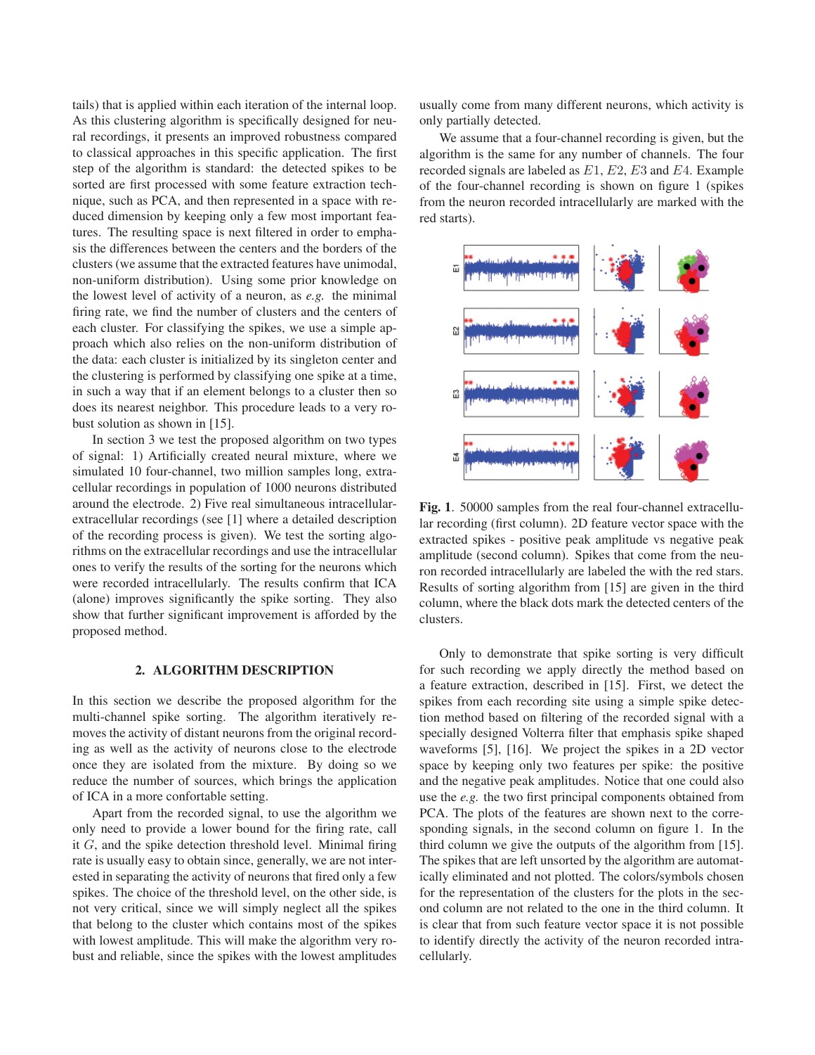tails) that is applied within each iteration of the internal loop. As this clustering algorithm is specifically designed for neural recordings, it presents an improved robustness compared to classical approaches in this specific application. The first step of the algorithm is standard: the detected spikes to be sorted are first processed with some feature extraction technique, such as PCA, and then represented in a space with reduced dimension by keeping only a few most important features. The resulting space is next filtered in order to emphasis the differences between the centers and the borders of the clusters (we assume that the extracted features have unimodal, non-uniform distribution). Using some prior knowledge on the lowest level of activity of a neuron, as *e.g.* the minimal firing rate, we find the number of clusters and the centers of each cluster. For classifying the spikes, we use a simple approach which also relies on the non-uniform distribution of the data: each cluster is initialized by its singleton center and the clustering is performed by classifying one spike at a time, in such a way that if an element belongs to a cluster then so does its nearest neighbor. This procedure leads to a very robust solution as shown in [15].

In section 3 we test the proposed algorithm on two types of signal: 1) Artificially created neural mixture, where we simulated 10 four-channel, two million samples long, extracellular recordings in population of 1000 neurons distributed around the electrode. 2) Five real simultaneous intracellular-extracellular recordings (see [1] where a detailed description of the recording process is given). We test the sorting algorithms on the extracellular recordings and use the intracellular ones to verify the results of the sorting for the neurons which were recorded intracellularly. The results confirm that ICA (alone) improves significantly the spike sorting. They also show that further significant improvement is afforded by the proposed method.

## 2. ALGORITHM DESCRIPTION

In this section we describe the proposed algorithm for the multi-channel spike sorting. The algorithm iteratively removes the activity of distant neurons from the original recording as well as the activity of neurons close to the electrode once they are isolated from the mixture. By doing so we reduce the number of sources, which brings the application of ICA in a more confortable setting.

Apart from the recorded signal, to use the algorithm we only need to provide a lower bound for the firing rate, call it $G$, and the spike detection threshold level. Minimal firing rate is usually easy to obtain since, generally, we are not interested in separating the activity of neurons that fired only a few spikes. The choice of the threshold level, on the other side, is not very critical, since we will simply neglect all the spikes that belong to the cluster which contains most of the spikes with lowest amplitude. This will make the algorithm very robust and reliable, since the spikes with the lowest amplitudes usually come from many different neurons, which activity is only partially detected.

We assume that a four-channel recording is given, but the algorithm is the same for any number of channels. The four recorded signals are labeled as $E1$, $E2$, $E3$ and $E4$. Example of the four-channel recording is shown on figure 1 (spikes from the neuron recorded intracellularly are marked with the red starts).

**Fig. 1**. 50000 samples from the real four-channel extracellular recording (first column). 2D feature vector space with the extracted spikes - positive peak amplitude vs negative peak amplitude (second column). Spikes that come from the neuron recorded intracellularly are labeled the with the red stars. Results of sorting algorithm from [15] are given in the third column, where the black dots mark the detected centers of the clusters.

Only to demonstrate that spike sorting is very difficult for such recording we apply directly the method based on a feature extraction, described in [15]. First, we detect the spikes from each recording site using a simple spike detection method based on filtering of the recorded signal with a specially designed Volterra filter that emphasis spike shaped waveforms [5], [16]. We project the spikes in a 2D vector space by keeping only two features per spike: the positive and the negative peak amplitudes. Notice that one could also use the *e.g.* the two first principal components obtained from PCA. The plots of the features are shown next to the corresponding signals, in the second column on figure 1. In the third column we give the outputs of the algorithm from [15]. The spikes that are left unsorted by the algorithm are automatically eliminated and not plotted. The colors/symbols chosen for the representation of the clusters for the plots in the second column are not related to the one in the third column. It is clear that from such feature vector space it is not possible to identify directly the activity of the neuron recorded intracellularly.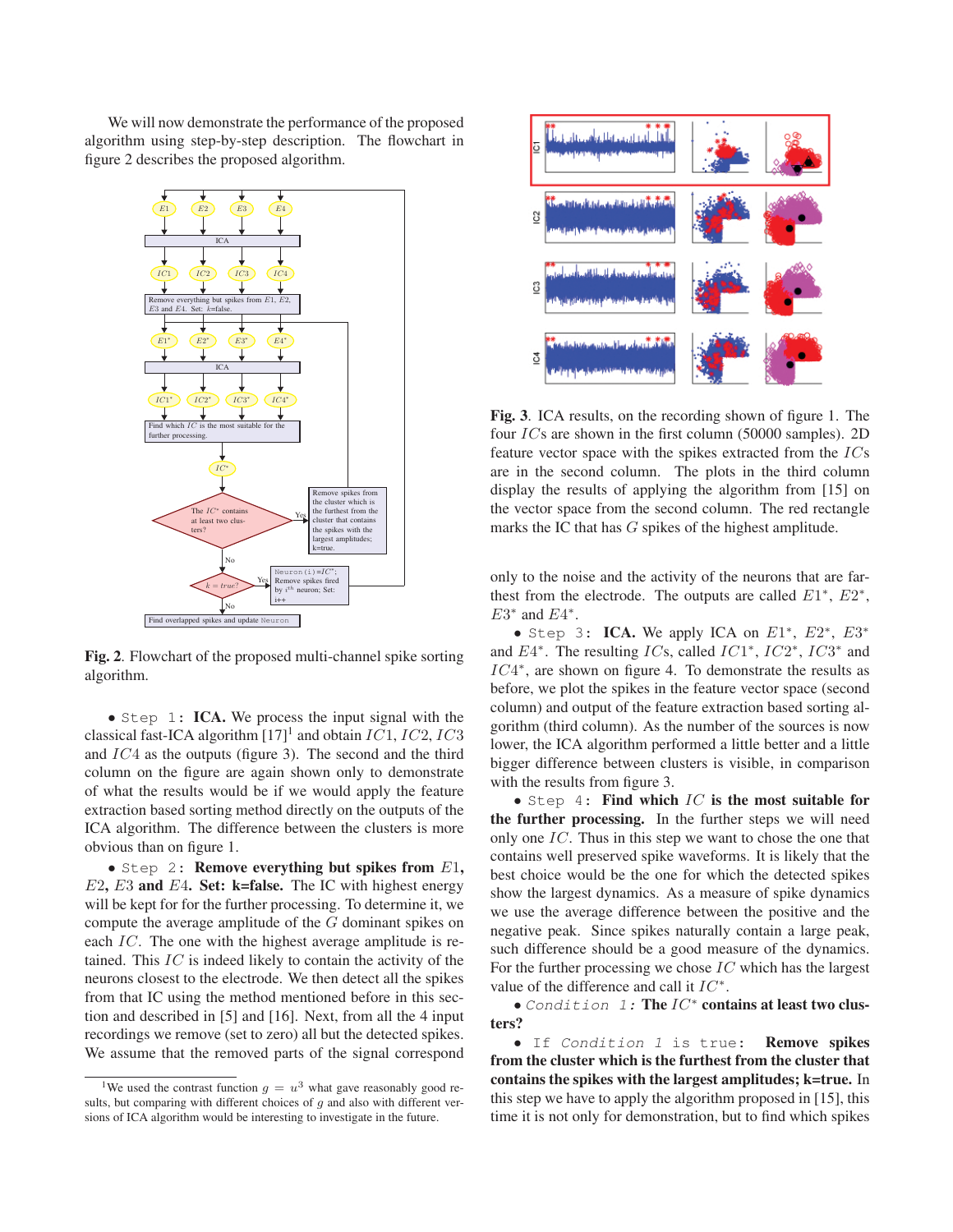We will now demonstrate the performance of the proposed algorithm using step-by-step description. The flowchart in figure 2 describes the proposed algorithm.

**Fig. 2**. Flowchart of the proposed multi-channel spike sorting algorithm.

- `Step 1:` **ICA.** We process the input signal with the classical fast-ICA algorithm [17][1] and obtain $IC1$, $IC2$, $IC3$ and $IC4$ as the outputs (figure 3). The second and the third column on the figure are again shown only to demonstrate of what the results would be if we would apply the feature extraction based sorting method directly on the outputs of the ICA algorithm. The difference between the clusters is more obvious than on figure 1.
- `Step 2:` **Remove everything but spikes from $E1$, $E2$, $E3$ and $E4$. Set: k=false.** The IC with highest energy will be kept for for the further processing. To determine it, we compute the average amplitude of the $G$ dominant spikes on each $IC$. The one with the highest average amplitude is retained. This $IC$ is indeed likely to contain the activity of the neurons closest to the electrode. We then detect all the spikes from that IC using the method mentioned before in this section and described in [5] and [16]. Next, from all the 4 input recordings we remove (set to zero) all but the detected spikes. We assume that the removed parts of the signal correspond only to the noise and the activity of the neurons that are farthest from the electrode. The outputs are called $E1^*$, $E2^*$, $E3^*$ and $E4^*$.
- `Step 3:` **ICA.** We apply ICA on $E1^*$, $E2^*$, $E3^*$ and $E4^*$. The resulting $IC$s, called $IC1^*$, $IC2^*$, $IC3^*$ and $IC4^*$, are shown on figure 4. To demonstrate the results as before, we plot the spikes in the feature vector space (second column) and output of the feature extraction based sorting algorithm (third column). As the number of the sources is now lower, the ICA algorithm performed a little better and a little bigger difference between clusters is visible, in comparison with the results from figure 3.
- `Step 4:` **Find which $IC$ is the most suitable for the further processing.** In the further steps we will need only one $IC$. Thus in this step we want to chose the one that contains well preserved spike waveforms. It is likely that the best choice would be the one for which the detected spikes show the largest dynamics. As a measure of spike dynamics we use the average difference between the positive and the negative peak. Since spikes naturally contain a large peak, such difference should be a good measure of the dynamics. For the further processing we chose $IC$ which has the largest value of the difference and call it $IC^*$.
- *`Condition 1:`* **The $IC^*$ contains at least two clusters?**
- `If` *`Condition 1`* `is true:` **Remove spikes from the cluster which is the furthest from the cluster that contains the spikes with the largest amplitudes; k=true.** In this step we have to apply the algorithm proposed in [15], this time it is not only for demonstration, but to find which spikes

**Fig. 3**. ICA results, on the recording shown of figure 1. The four $IC$s are shown in the first column (50000 samples). 2D feature vector space with the spikes extracted from the $IC$s are in the second column. The plots in the third column display the results of applying the algorithm from [15] on the vector space from the second column. The red rectangle marks the IC that has $G$ spikes of the highest amplitude.

[1] We used the contrast function $g = u^3$ what gave reasonably good results, but comparing with different choices of $g$ and also with different versions of ICA algorithm would be interesting to investigate in the future.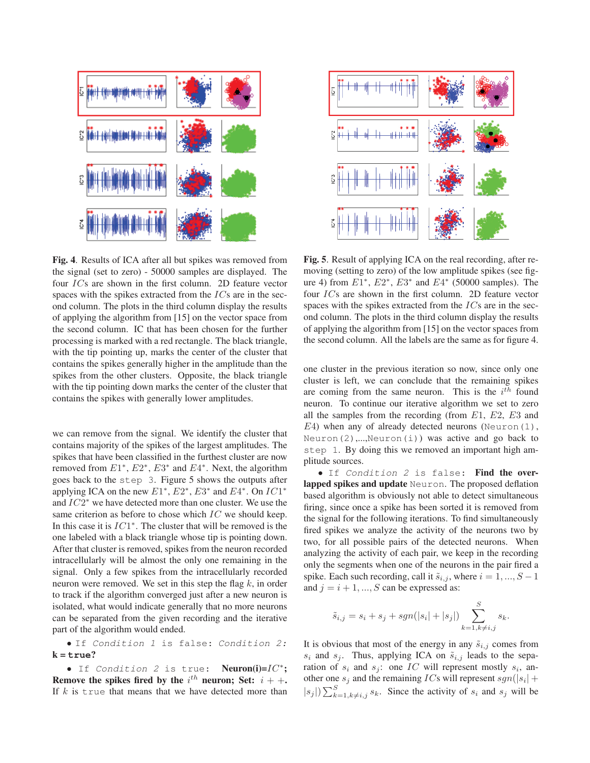**Fig. 4**. Results of ICA after all but spikes was removed from the signal (set to zero) - 50000 samples are displayed. The four $IC$s are shown in the first column. 2D feature vector spaces with the spikes extracted from the $IC$s are in the second column. The plots in the third column display the results of applying the algorithm from [15] on the vector space from the second column. IC that has been chosen for the further processing is marked with a red rectangle. The black triangle, with the tip pointing up, marks the center of the cluster that contains the spikes generally higher in the amplitude than the spikes from the other clusters. Opposite, the black triangle with the tip pointing down marks the center of the cluster that contains the spikes with generally lower amplitudes.

we can remove from the signal. We identify the cluster that contains majority of the spikes of the largest amplitudes. The spikes that have been classified in the furthest cluster are now removed from $E1^*$, $E2^*$, $E3^*$ and $E4^*$. Next, the algorithm goes back to the `step 3`. Figure 5 shows the outputs after applying ICA on the new $E1^*$, $E2^*$, $E3^*$ and $E4^*$. On $IC1^*$ and $IC2^*$ we have detected more than one cluster. We use the same criterion as before to chose which $IC$ we should keep. In this case it is $IC1^*$. The cluster that will be removed is the one labeled with a black triangle whose tip is pointing down. After that cluster is removed, spikes from the neuron recorded intracellularly will be almost the only one remaining in the signal. Only a few spikes from the intracellularly recorded neuron were removed. We set in this step the flag $k$, in order to track if the algorithm converged just after a new neuron is isolated, what would indicate generally that no more neurons can be separated from the given recording and the iterative part of the algorithm would ended.

- `If` *`Condition 1`* `is false:` *`Condition 2:`* **k = true?**
- `If` *`Condition 2`* `is true:` **Neuron(i)=$IC^*$; Remove the spikes fired by the $i^{th}$ neuron; Set: $i++$.**

If $k$ is `true` that means that we have detected more than one cluster in the previous iteration so now, since only one cluster is left, we can conclude that the remaining spikes are coming from the same neuron. This is the $i^{th}$ found neuron. To continue our iterative algorithm we set to zero all the samples from the recording (from $E1$, $E2$, $E3$ and $E4$) when any of already detected neurons (`Neuron(1)`, `Neuron(2)`,...,`Neuron(i)`) was active and go back to `step 1`. By doing this we removed an important high amplitude sources.

- `If` *`Condition 2`* `is false:` **Find the overlapped spikes and update** `Neuron`. The proposed deflation based algorithm is obviously not able to detect simultaneous firing, since once a spike has been sorted it is removed from the signal for the following iterations. To find simultaneously fired spikes we analyze the activity of the neurons two by two, for all possible pairs of the detected neurons. When analyzing the activity of each pair, we keep in the recording only the segments when one of the neurons in the pair fired a spike. Each such recording, call it $\tilde{s}_{i,j}$, where $i = 1, ..., S-1$ and $j = i+1, ..., S$ can be expressed as:

$$\tilde{s}_{i,j} = s_i + s_j + sgn(|s_i| + |s_j|) \sum_{k=1,k\neq i,j}^{S} s_k.$$

It is obvious that most of the energy in any $\tilde{s}_{i,j}$ comes from $s_i$ and $s_j$. Thus, applying ICA on $\tilde{s}_{i,j}$ leads to the separation of $s_i$ and $s_j$: one $IC$ will represent mostly $s_i$, another one $s_j$ and the remaining $IC$s will represent $sgn(|s_i| + |s_j|) \sum_{k=1,k\neq i,j}^{S} s_k$. Since the activity of $s_i$ and $s_j$ will be

**Fig. 5**. Result of applying ICA on the real recording, after removing (setting to zero) of the low amplitude spikes (see figure 4) from $E1^*$, $E2^*$, $E3^*$ and $E4^*$ (50000 samples). The four $IC$s are shown in the first column. 2D feature vector spaces with the spikes extracted from the $IC$s are in the second column. The plots in the third column display the results of applying the algorithm from [15] on the vector spaces from the second column. All the labels are the same as for figure 4.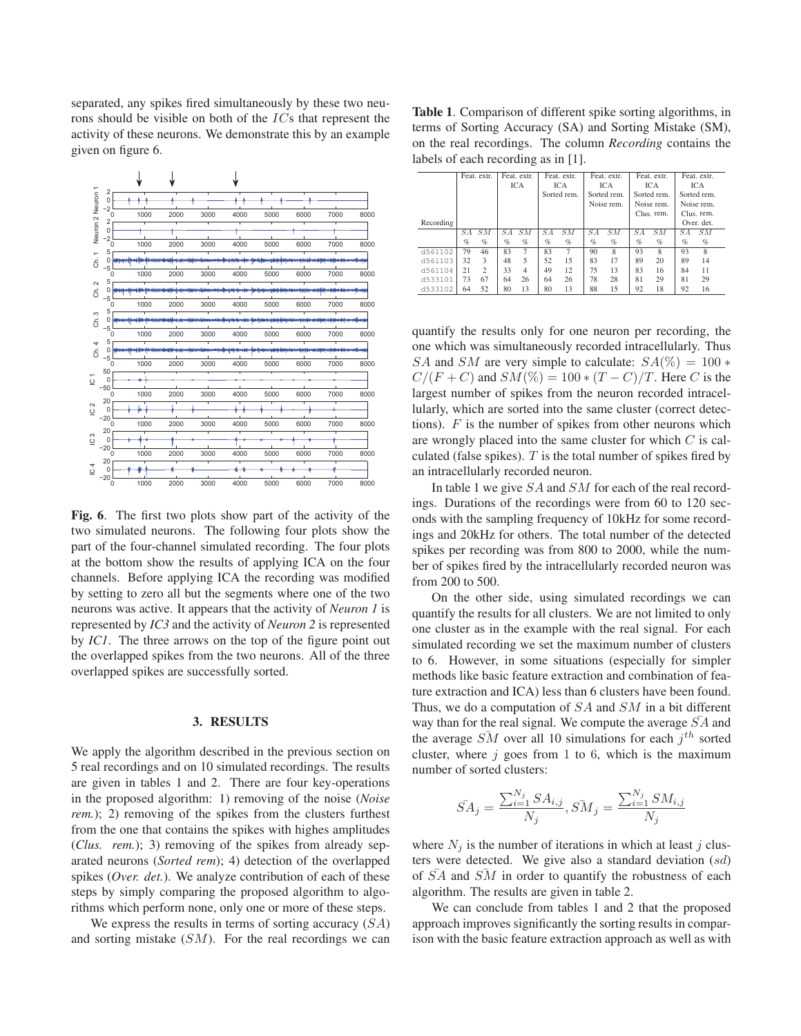separated, any spikes fired simultaneously by these two neurons should be visible on both of the $ICs$ that represent the activity of these neurons. We demonstrate this by an example given on figure 6.

**Fig. 6**. The first two plots show part of the activity of the two simulated neurons. The following four plots show the part of the four-channel simulated recording. The four plots at the bottom show the results of applying ICA on the four channels. Before applying ICA the recording was modified by setting to zero all but the segments where one of the two neurons was active. It appears that the activity of *Neuron 1* is represented by *IC3* and the activity of *Neuron 2* is represented by *IC1*. The three arrows on the top of the figure point out the overlapped spikes from the two neurons. All of the three overlapped spikes are successfully sorted.

## 3. RESULTS

We apply the algorithm described in the previous section on 5 real recordings and on 10 simulated recordings. The results are given in tables 1 and 2. There are four key-operations in the proposed algorithm: 1) removing of the noise (*Noise rem.*); 2) removing of the spikes from the clusters furthest from the one that contains the spikes with highes amplitudes (*Clus. rem.*); 3) removing of the spikes from already separated neurons (*Sorted rem*); 4) detection of the overlapped spikes (*Over. det.*). We analyze contribution of each of these steps by simply comparing the proposed algorithm to algorithms which perform none, only one or more of these steps.

We express the results in terms of sorting accuracy ($SA$) and sorting mistake ($SM$). For the real recordings we can quantify the results only for one neuron per recording, the one which was simultaneously recorded intracellularly. Thus $SA$ and $SM$ are very simple to calculate: $SA(\%) = 100 * C/(F + C)$ and $SM(\%) = 100 * (T - C)/T$. Here $C$ is the largest number of spikes from the neuron recorded intracellularly, which are sorted into the same cluster (correct detections). $F$ is the number of spikes from other neurons which are wrongly placed into the same cluster for which $C$ is calculated (false spikes). $T$ is the total number of spikes fired by an intracellularly recorded neuron.

**Table 1**. Comparison of different spike sorting algorithms, in terms of Sorting Accuracy (SA) and Sorting Mistake (SM), on the real recordings. The column *Recording* contains the labels of each recording as in [1].

| Recording | Feat. extr. | | Feat. extr. ICA | | Feat. extr. ICA Sorted rem. | | Feat. extr. ICA Sorted rem. Noise rem. | | Feat. extr. ICA Sorted rem. Noise rem. Clus. rem. | | Feat. extr. ICA Sorted rem. Noise rem. Clus. rem. Over. det. | |
|---|---|---|---|---|---|---|---|---|---|---|---|---|
| | $SA$ % | $SM$ % | $SA$ % | $SM$ % | $SA$ % | $SM$ % | $SA$ % | $SM$ % | $SA$ % | $SM$ % | $SA$ % | $SM$ % |
| d561102 | 79 | 46 | 83 | 7 | 83 | 7 | 90 | 8 | 93 | 8 | 93 | 8 |
| d561103 | 32 | 3 | 48 | 5 | 52 | 15 | 83 | 17 | 89 | 20 | 89 | 14 |
| d561104 | 21 | 2 | 33 | 4 | 49 | 12 | 75 | 13 | 83 | 16 | 84 | 11 |
| d533101 | 73 | 67 | 64 | 26 | 64 | 26 | 78 | 28 | 81 | 29 | 81 | 29 |
| d533102 | 64 | 52 | 80 | 13 | 80 | 13 | 88 | 15 | 92 | 18 | 92 | 16 |

In table 1 we give $SA$ and $SM$ for each of the real recordings. Durations of the recordings were from 60 to 120 seconds with the sampling frequency of 10kHz for some recordings and 20kHz for others. The total number of the detected spikes per recording was from 800 to 2000, while the number of spikes fired by the intracellularly recorded neuron was from 200 to 500.

On the other side, using simulated recordings we can quantify the results for all clusters. We are not limited to only one cluster as in the example with the real signal. For each simulated recording we set the maximum number of clusters to 6. However, in some situations (especially for simpler methods like basic feature extraction and combination of feature extraction and ICA) less than 6 clusters have been found. Thus, we do a computation of $SA$ and $SM$ in a bit different way than for the real signal. We compute the average $\bar{SA}$ and the average $\bar{SM}$ over all 10 simulations for each $j^{th}$ sorted cluster, where $j$ goes from 1 to 6, which is the maximum number of sorted clusters:

$$\bar{SA}_j = \frac{\sum_{i=1}^{N_j} SA_{i,j}}{N_j}, \bar{SM}_j = \frac{\sum_{i=1}^{N_j} SM_{i,j}}{N_j}$$

where $N_j$ is the number of iterations in which at least $j$ clusters were detected. We give also a standard deviation ($sd$) of $\bar{SA}$ and $\bar{SM}$ in order to quantify the robustness of each algorithm. The results are given in table 2.

We can conclude from tables 1 and 2 that the proposed approach improves significantly the sorting results in comparison with the basic feature extraction approach as well as with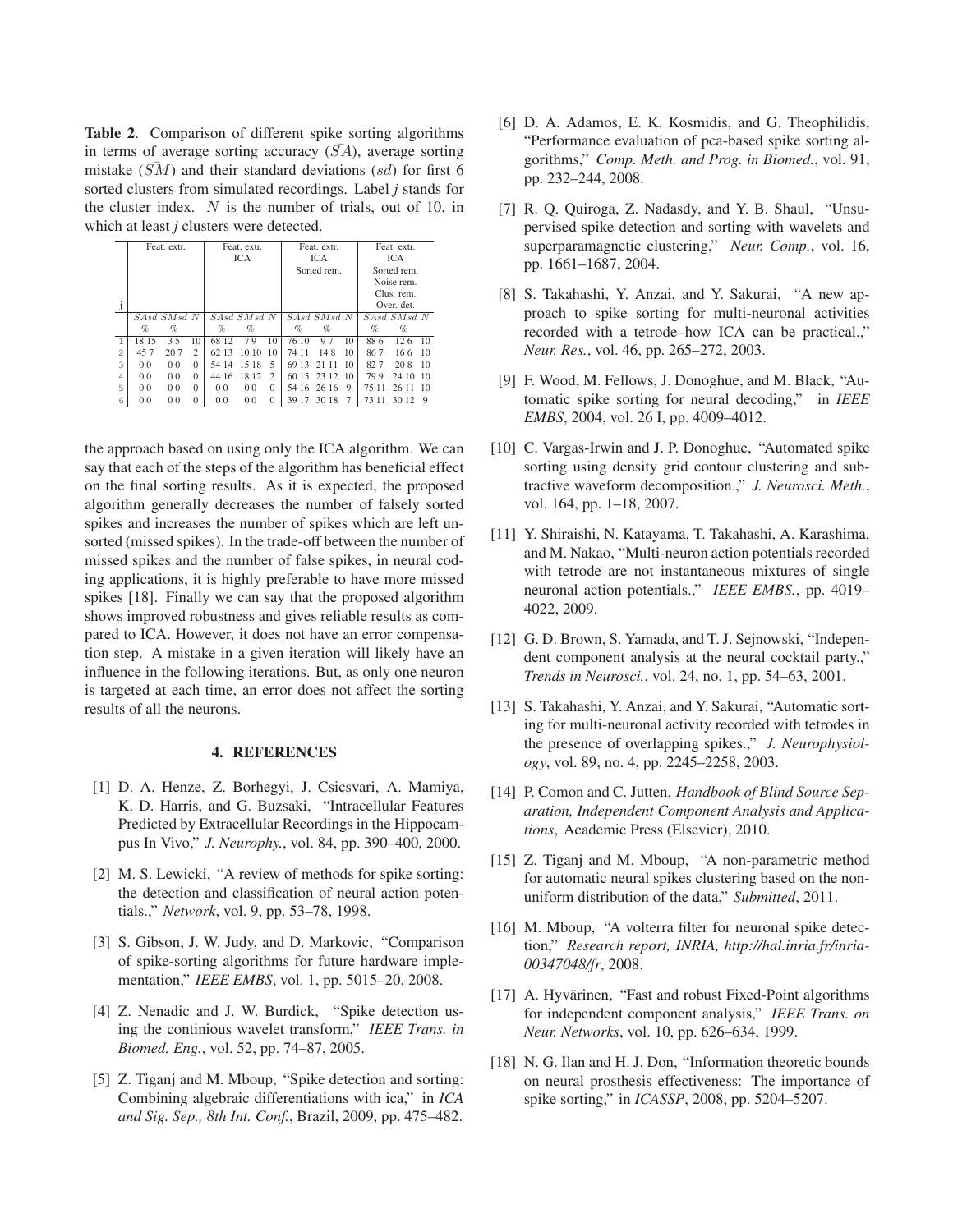**Table 2**. Comparison of different spike sorting algorithms in terms of average sorting accuracy ($\bar{SA}$), average sorting mistake ($\bar{SM}$) and their standard deviations ($sd$) for first 6 sorted clusters from simulated recordings. Label *j* stands for the cluster index. $N$ is the number of trials, out of 10, in which at least *j* clusters were detected.

| j | Feat. extr. | | | Feat. extr. ICA | | | Feat. extr. ICA Sorted rem. | | | Feat. extr. ICA Sorted rem. Noise rem. Clus. rem. Over. det. | | |
|---|---|---|---|---|---|---|---|---|---|---|---|---|
| | $\bar{SA}sd$ % | $\bar{SM}sd$ % | $N$ | $\bar{SA}sd$ % | $\bar{SM}sd$ % | $N$ | $\bar{SA}sd$ % | $\bar{SM}sd$ % | $N$ | $\bar{SA}sd$ % | $\bar{SM}sd$ % | $N$ |
| 1 | 18 15 | 3 5 | 10 | 68 12 | 7 9 | 10 | 76 10 | 9 7 | 10 | 88 6 | 12 6 | 10 |
| 2 | 45 7 | 20 7 | 2 | 62 13 | 10 10 | 10 | 74 11 | 14 8 | 10 | 86 7 | 16 6 | 10 |
| 3 | 0 0 | 0 0 | 0 | 54 14 | 15 18 | 5 | 69 13 | 21 11 | 10 | 82 7 | 20 8 | 10 |
| 4 | 0 0 | 0 0 | 0 | 44 16 | 18 12 | 2 | 60 15 | 23 12 | 10 | 79 9 | 24 10 | 10 |
| 5 | 0 0 | 0 0 | 0 | 0 0 | 0 0 | 0 | 54 16 | 26 16 | 9 | 75 11 | 26 11 | 10 |
| 6 | 0 0 | 0 0 | 0 | 0 0 | 0 0 | 0 | 39 17 | 30 18 | 7 | 73 11 | 30 12 | 9 |

the approach based on using only the ICA algorithm. We can say that each of the steps of the algorithm has beneficial effect on the final sorting results. As it is expected, the proposed algorithm generally decreases the number of falsely sorted spikes and increases the number of spikes which are left unsorted (missed spikes). In the trade-off between the number of missed spikes and the number of false spikes, in neural coding applications, it is highly preferable to have more missed spikes [18]. Finally we can say that the proposed algorithm shows improved robustness and gives reliable results as compared to ICA. However, it does not have an error compensation step. A mistake in a given iteration will likely have an influence in the following iterations. But, as only one neuron is targeted at each time, an error does not affect the sorting results of all the neurons.

## 4. REFERENCES

[1] D. A. Henze, Z. Borhegyi, J. Csicsvari, A. Mamiya, K. D. Harris, and G. Buzsaki, "Intracellular Features Predicted by Extracellular Recordings in the Hippocampus In Vivo," *J. Neurophy.*, vol. 84, pp. 390–400, 2000.

[2] M. S. Lewicki, "A review of methods for spike sorting: the detection and classification of neural action potentials.," *Network*, vol. 9, pp. 53–78, 1998.

[3] S. Gibson, J. W. Judy, and D. Markovic, "Comparison of spike-sorting algorithms for future hardware implementation," *IEEE EMBS*, vol. 1, pp. 5015–20, 2008.

[4] Z. Nenadic and J. W. Burdick, "Spike detection using the continious wavelet transform," *IEEE Trans. in Biomed. Eng.*, vol. 52, pp. 74–87, 2005.

[5] Z. Tiganj and M. Mboup, "Spike detection and sorting: Combining algebraic differentiations with ica," in *ICA and Sig. Sep., 8th Int. Conf.*, Brazil, 2009, pp. 475–482.

[6] D. A. Adamos, E. K. Kosmidis, and G. Theophilidis, "Performance evaluation of pca-based spike sorting algorithms," *Comp. Meth. and Prog. in Biomed.*, vol. 91, pp. 232–244, 2008.

[7] R. Q. Quiroga, Z. Nadasdy, and Y. B. Shaul, "Unsupervised spike detection and sorting with wavelets and superparamagnetic clustering," *Neur. Comp.*, vol. 16, pp. 1661–1687, 2004.

[8] S. Takahashi, Y. Anzai, and Y. Sakurai, "A new approach to spike sorting for multi-neuronal activities recorded with a tetrode–how ICA can be practical.," *Neur. Res.*, vol. 46, pp. 265–272, 2003.

[9] F. Wood, M. Fellows, J. Donoghue, and M. Black, "Automatic spike sorting for neural decoding," in *IEEE EMBS*, 2004, vol. 26 I, pp. 4009–4012.

[10] C. Vargas-Irwin and J. P. Donoghue, "Automated spike sorting using density grid contour clustering and subtractive waveform decomposition.," *J. Neurosci. Meth.*, vol. 164, pp. 1–18, 2007.

[11] Y. Shiraishi, N. Katayama, T. Takahashi, A. Karashima, and M. Nakao, "Multi-neuron action potentials recorded with tetrode are not instantaneous mixtures of single neuronal action potentials.," *IEEE EMBS.*, pp. 4019–4022, 2009.

[12] G. D. Brown, S. Yamada, and T. J. Sejnowski, "Independent component analysis at the neural cocktail party.," *Trends in Neurosci.*, vol. 24, no. 1, pp. 54–63, 2001.

[13] S. Takahashi, Y. Anzai, and Y. Sakurai, "Automatic sorting for multi-neuronal activity recorded with tetrodes in the presence of overlapping spikes.," *J. Neurophysiology*, vol. 89, no. 4, pp. 2245–2258, 2003.

[14] P. Comon and C. Jutten, *Handbook of Blind Source Separation, Independent Component Analysis and Applications*, Academic Press (Elsevier), 2010.

[15] Z. Tiganj and M. Mboup, "A non-parametric method for automatic neural spikes clustering based on the non-uniform distribution of the data," *Submitted*, 2011.

[16] M. Mboup, "A volterra filter for neuronal spike detection," *Research report, INRIA, http://hal.inria.fr/inria-00347048/fr*, 2008.

[17] A. Hyvärinen, "Fast and robust Fixed-Point algorithms for independent component analysis," *IEEE Trans. on Neur. Networks*, vol. 10, pp. 626–634, 1999.

[18] N. G. Ilan and H. J. Don, "Information theoretic bounds on neural prosthesis effectiveness: The importance of spike sorting," in *ICASSP*, 2008, pp. 5204–5207.